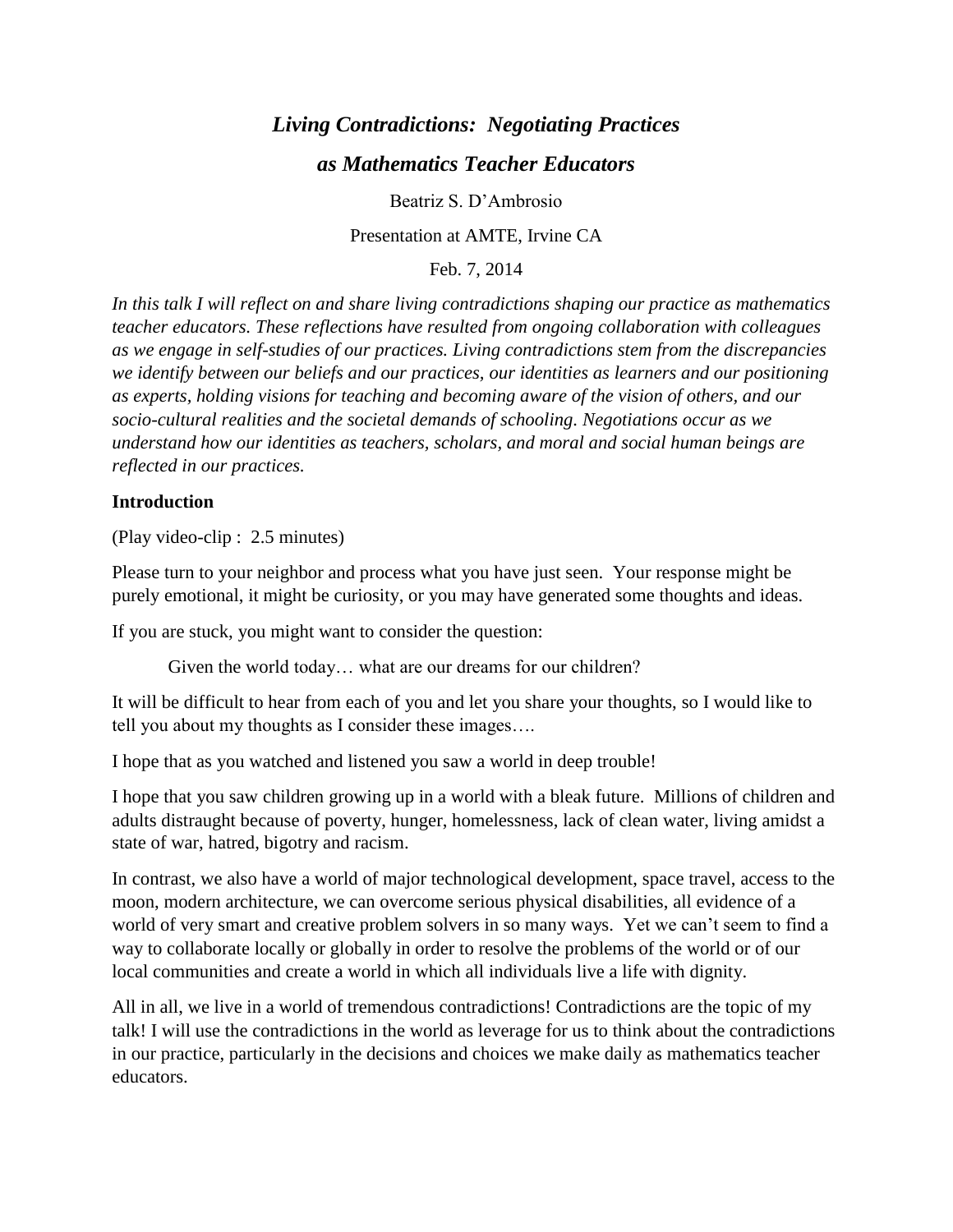# *Living Contradictions: Negotiating Practices as Mathematics Teacher Educators*

Beatriz S. D'Ambrosio

Presentation at AMTE, Irvine CA

Feb. 7, 2014

*In this talk I will reflect on and share living contradictions shaping our practice as mathematics teacher educators. These reflections have resulted from ongoing collaboration with colleagues as we engage in self-studies of our practices. Living contradictions stem from the discrepancies we identify between our beliefs and our practices, our identities as learners and our positioning as experts, holding visions for teaching and becoming aware of the vision of others, and our socio-cultural realities and the societal demands of schooling. Negotiations occur as we understand how our identities as teachers, scholars, and moral and social human beings are reflected in our practices.*

## Introduction

(Play video-clip : 2.5 minutes)

Please turn to your neighbor and process what you have just seen. Your response might be purely emotional, it might be curiosity, or you may have generated some thoughts and ideas.

If you are stuck, you might want to consider the question:

> Given the world today… what are our dreams for our children?

It will be difficult to hear from each of you and let you share your thoughts, so I would like to tell you about my thoughts as I consider these images….

I hope that as you watched and listened you saw a world in deep trouble!

I hope that you saw children growing up in a world with a bleak future. Millions of children and adults distraught because of poverty, hunger, homelessness, lack of clean water, living amidst a state of war, hatred, bigotry and racism.

In contrast, we also have a world of major technological development, space travel, access to the moon, modern architecture, we can overcome serious physical disabilities, all evidence of a world of very smart and creative problem solvers in so many ways. Yet we can't seem to find a way to collaborate locally or globally in order to resolve the problems of the world or of our local communities and create a world in which all individuals live a life with dignity.

All in all, we live in a world of tremendous contradictions! Contradictions are the topic of my talk! I will use the contradictions in the world as leverage for us to think about the contradictions in our practice, particularly in the decisions and choices we make daily as mathematics teacher educators.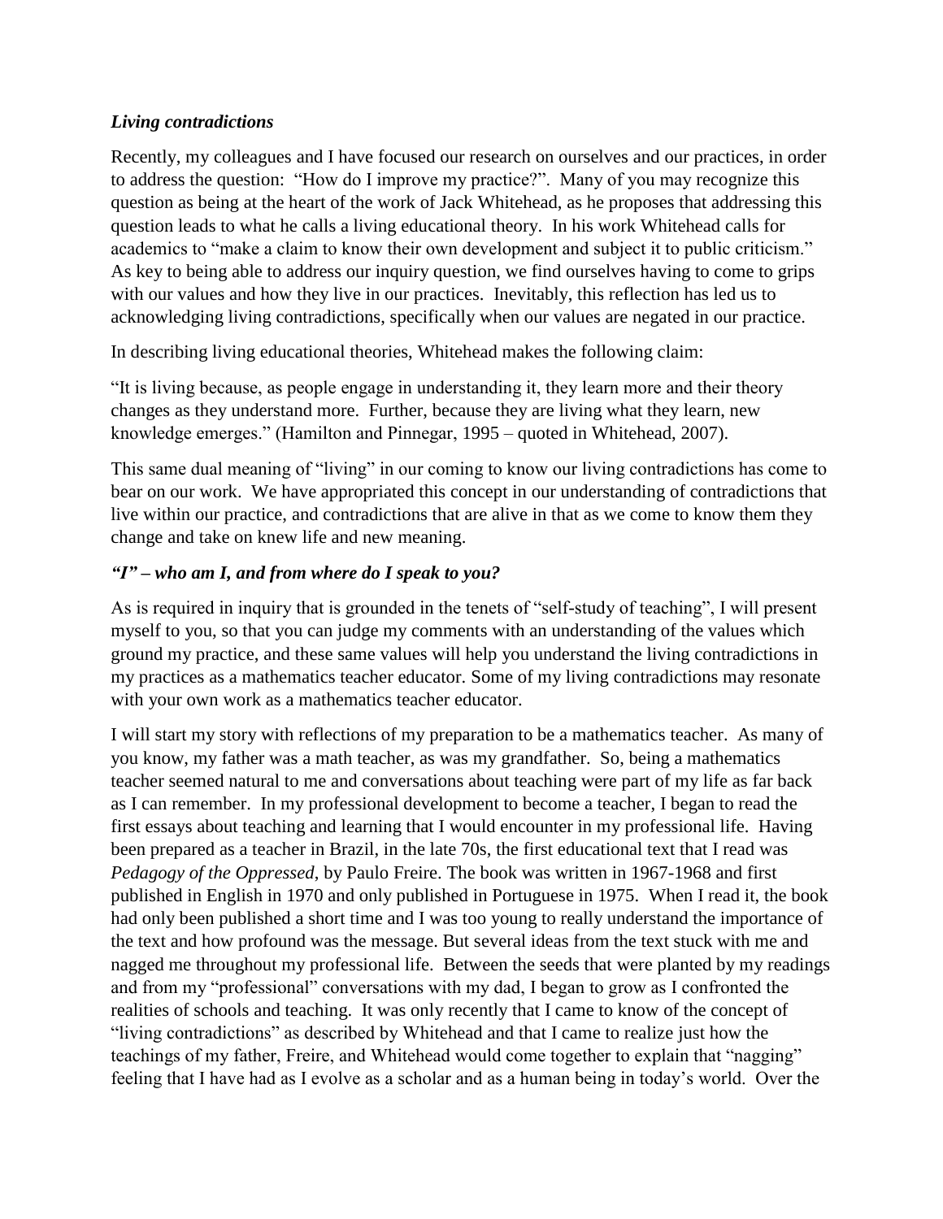### *Living contradictions*

Recently, my colleagues and I have focused our research on ourselves and our practices, in order to address the question: "How do I improve my practice?". Many of you may recognize this question as being at the heart of the work of Jack Whitehead, as he proposes that addressing this question leads to what he calls a living educational theory. In his work Whitehead calls for academics to "make a claim to know their own development and subject it to public criticism." As key to being able to address our inquiry question, we find ourselves having to come to grips with our values and how they live in our practices. Inevitably, this reflection has led us to acknowledging living contradictions, specifically when our values are negated in our practice.

In describing living educational theories, Whitehead makes the following claim:

"It is living because, as people engage in understanding it, they learn more and their theory changes as they understand more. Further, because they are living what they learn, new knowledge emerges." (Hamilton and Pinnegar, 1995 – quoted in Whitehead, 2007).

This same dual meaning of "living" in our coming to know our living contradictions has come to bear on our work. We have appropriated this concept in our understanding of contradictions that live within our practice, and contradictions that are alive in that as we come to know them they change and take on knew life and new meaning.

### *"I" – who am I, and from where do I speak to you?*

As is required in inquiry that is grounded in the tenets of "self-study of teaching", I will present myself to you, so that you can judge my comments with an understanding of the values which ground my practice, and these same values will help you understand the living contradictions in my practices as a mathematics teacher educator. Some of my living contradictions may resonate with your own work as a mathematics teacher educator.

I will start my story with reflections of my preparation to be a mathematics teacher. As many of you know, my father was a math teacher, as was my grandfather. So, being a mathematics teacher seemed natural to me and conversations about teaching were part of my life as far back as I can remember. In my professional development to become a teacher, I began to read the first essays about teaching and learning that I would encounter in my professional life. Having been prepared as a teacher in Brazil, in the late 70s, the first educational text that I read was *Pedagogy of the Oppressed*, by Paulo Freire. The book was written in 1967-1968 and first published in English in 1970 and only published in Portuguese in 1975. When I read it, the book had only been published a short time and I was too young to really understand the importance of the text and how profound was the message. But several ideas from the text stuck with me and nagged me throughout my professional life. Between the seeds that were planted by my readings and from my "professional" conversations with my dad, I began to grow as I confronted the realities of schools and teaching. It was only recently that I came to know of the concept of "living contradictions" as described by Whitehead and that I came to realize just how the teachings of my father, Freire, and Whitehead would come together to explain that "nagging" feeling that I have had as I evolve as a scholar and as a human being in today's world. Over the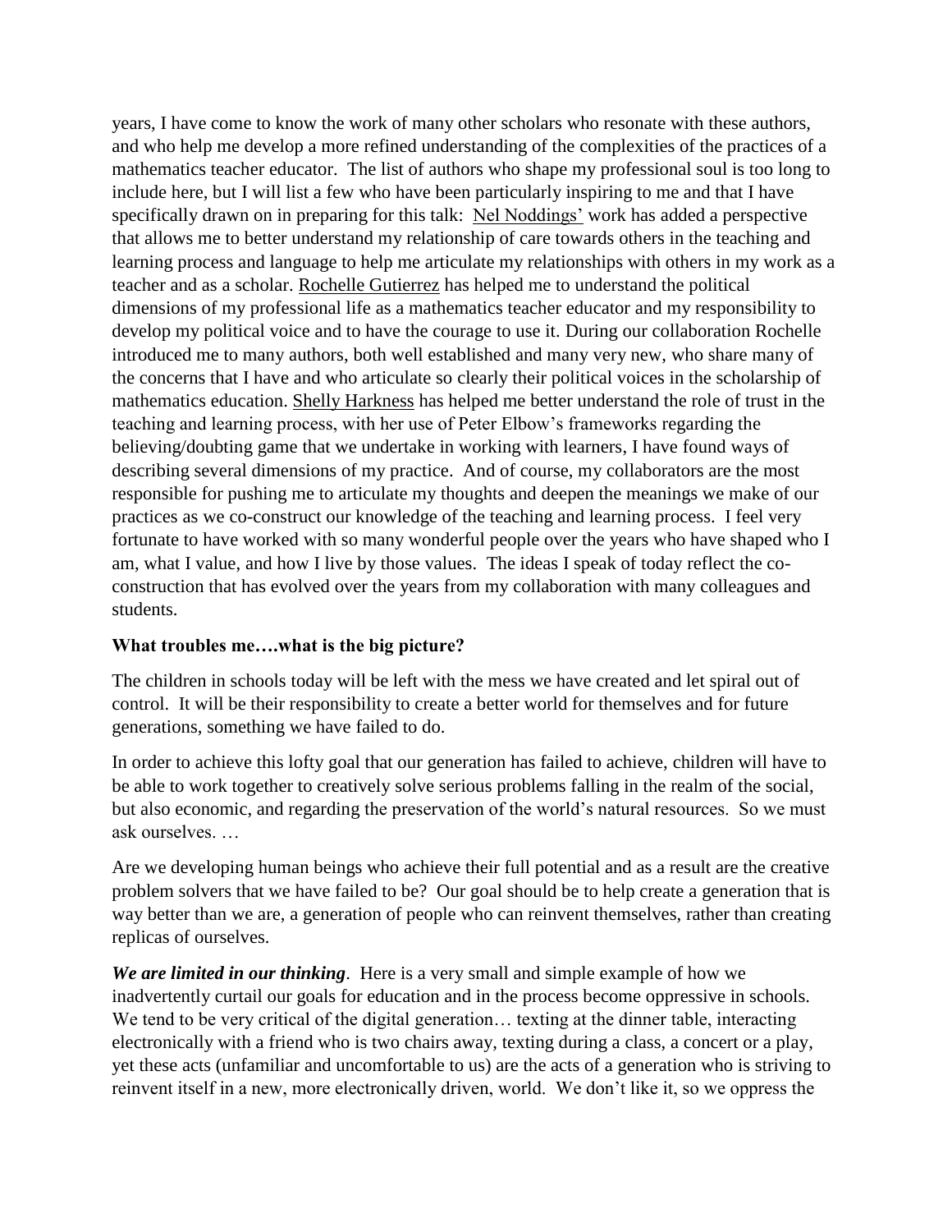years, I have come to know the work of many other scholars who resonate with these authors, and who help me develop a more refined understanding of the complexities of the practices of a mathematics teacher educator. The list of authors who shape my professional soul is too long to include here, but I will list a few who have been particularly inspiring to me and that I have specifically drawn on in preparing for this talk: Nel Noddings' work has added a perspective that allows me to better understand my relationship of care towards others in the teaching and learning process and language to help me articulate my relationships with others in my work as a teacher and as a scholar. Rochelle Gutierrez has helped me to understand the political dimensions of my professional life as a mathematics teacher educator and my responsibility to develop my political voice and to have the courage to use it. During our collaboration Rochelle introduced me to many authors, both well established and many very new, who share many of the concerns that I have and who articulate so clearly their political voices in the scholarship of mathematics education. Shelly Harkness has helped me better understand the role of trust in the teaching and learning process, with her use of Peter Elbow's frameworks regarding the believing/doubting game that we undertake in working with learners, I have found ways of describing several dimensions of my practice. And of course, my collaborators are the most responsible for pushing me to articulate my thoughts and deepen the meanings we make of our practices as we co-construct our knowledge of the teaching and learning process. I feel very fortunate to have worked with so many wonderful people over the years who have shaped who I am, what I value, and how I live by those values. The ideas I speak of today reflect the co-construction that has evolved over the years from my collaboration with many colleagues and students.

**What troubles me….what is the big picture?**

The children in schools today will be left with the mess we have created and let spiral out of control. It will be their responsibility to create a better world for themselves and for future generations, something we have failed to do.

In order to achieve this lofty goal that our generation has failed to achieve, children will have to be able to work together to creatively solve serious problems falling in the realm of the social, but also economic, and regarding the preservation of the world's natural resources. So we must ask ourselves. …

Are we developing human beings who achieve their full potential and as a result are the creative problem solvers that we have failed to be? Our goal should be to help create a generation that is way better than we are, a generation of people who can reinvent themselves, rather than creating replicas of ourselves.

***We are limited in our thinking***. Here is a very small and simple example of how we inadvertently curtail our goals for education and in the process become oppressive in schools. We tend to be very critical of the digital generation… texting at the dinner table, interacting electronically with a friend who is two chairs away, texting during a class, a concert or a play, yet these acts (unfamiliar and uncomfortable to us) are the acts of a generation who is striving to reinvent itself in a new, more electronically driven, world. We don't like it, so we oppress the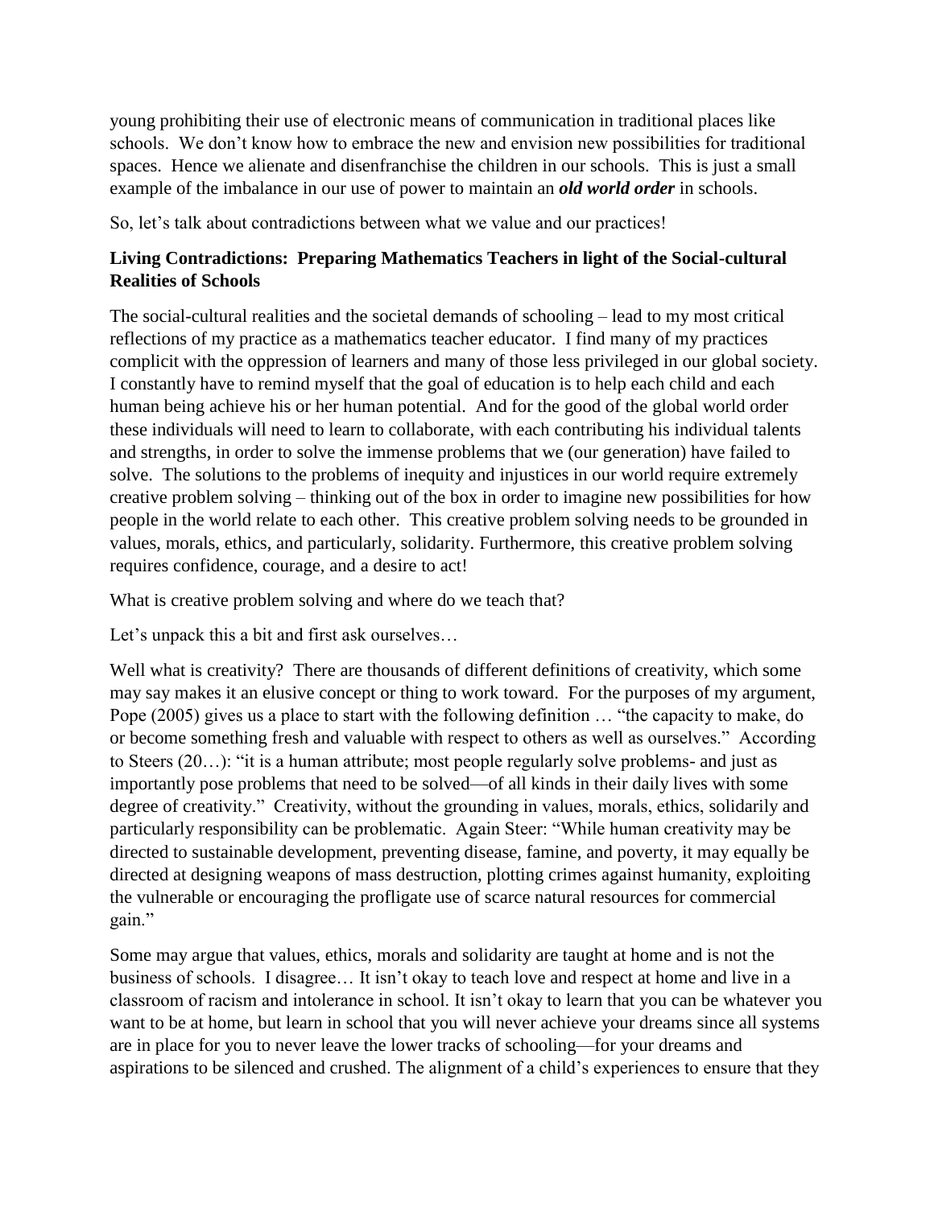young prohibiting their use of electronic means of communication in traditional places like schools. We don't know how to embrace the new and envision new possibilities for traditional spaces. Hence we alienate and disenfranchise the children in our schools. This is just a small example of the imbalance in our use of power to maintain an ***old world order*** in schools.

So, let's talk about contradictions between what we value and our practices!

**Living Contradictions: Preparing Mathematics Teachers in light of the Social-cultural Realities of Schools**

The social-cultural realities and the societal demands of schooling – lead to my most critical reflections of my practice as a mathematics teacher educator. I find many of my practices complicit with the oppression of learners and many of those less privileged in our global society. I constantly have to remind myself that the goal of education is to help each child and each human being achieve his or her human potential. And for the good of the global world order these individuals will need to learn to collaborate, with each contributing his individual talents and strengths, in order to solve the immense problems that we (our generation) have failed to solve. The solutions to the problems of inequity and injustices in our world require extremely creative problem solving – thinking out of the box in order to imagine new possibilities for how people in the world relate to each other. This creative problem solving needs to be grounded in values, morals, ethics, and particularly, solidarity. Furthermore, this creative problem solving requires confidence, courage, and a desire to act!

What is creative problem solving and where do we teach that?

Let's unpack this a bit and first ask ourselves…

Well what is creativity? There are thousands of different definitions of creativity, which some may say makes it an elusive concept or thing to work toward. For the purposes of my argument, Pope (2005) gives us a place to start with the following definition … "the capacity to make, do or become something fresh and valuable with respect to others as well as ourselves." According to Steers (20…): "it is a human attribute; most people regularly solve problems- and just as importantly pose problems that need to be solved—of all kinds in their daily lives with some degree of creativity." Creativity, without the grounding in values, morals, ethics, solidarily and particularly responsibility can be problematic. Again Steer: "While human creativity may be directed to sustainable development, preventing disease, famine, and poverty, it may equally be directed at designing weapons of mass destruction, plotting crimes against humanity, exploiting the vulnerable or encouraging the profligate use of scarce natural resources for commercial gain."

Some may argue that values, ethics, morals and solidarity are taught at home and is not the business of schools. I disagree… It isn't okay to teach love and respect at home and live in a classroom of racism and intolerance in school. It isn't okay to learn that you can be whatever you want to be at home, but learn in school that you will never achieve your dreams since all systems are in place for you to never leave the lower tracks of schooling—for your dreams and aspirations to be silenced and crushed. The alignment of a child's experiences to ensure that they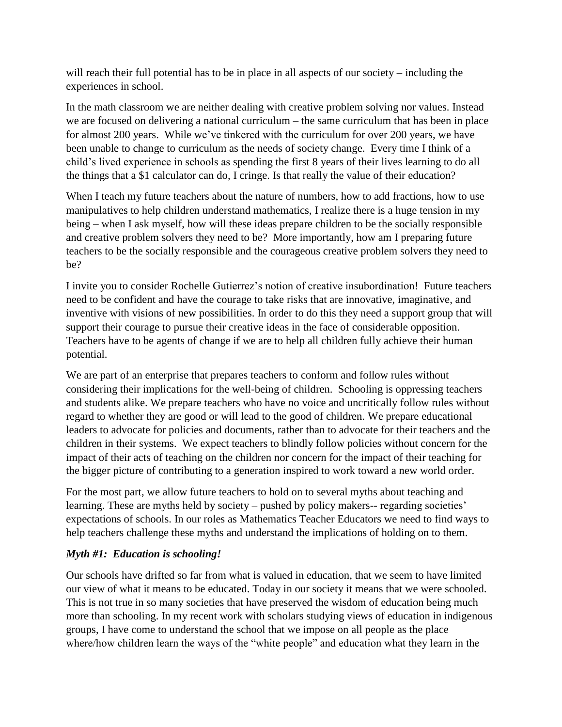will reach their full potential has to be in place in all aspects of our society – including the experiences in school.

In the math classroom we are neither dealing with creative problem solving nor values. Instead we are focused on delivering a national curriculum – the same curriculum that has been in place for almost 200 years. While we've tinkered with the curriculum for over 200 years, we have been unable to change to curriculum as the needs of society change. Every time I think of a child's lived experience in schools as spending the first 8 years of their lives learning to do all the things that a $1 calculator can do, I cringe. Is that really the value of their education?

When I teach my future teachers about the nature of numbers, how to add fractions, how to use manipulatives to help children understand mathematics, I realize there is a huge tension in my being – when I ask myself, how will these ideas prepare children to be the socially responsible and creative problem solvers they need to be? More importantly, how am I preparing future teachers to be the socially responsible and the courageous creative problem solvers they need to be?

I invite you to consider Rochelle Gutierrez's notion of creative insubordination! Future teachers need to be confident and have the courage to take risks that are innovative, imaginative, and inventive with visions of new possibilities. In order to do this they need a support group that will support their courage to pursue their creative ideas in the face of considerable opposition. Teachers have to be agents of change if we are to help all children fully achieve their human potential.

We are part of an enterprise that prepares teachers to conform and follow rules without considering their implications for the well-being of children. Schooling is oppressing teachers and students alike. We prepare teachers who have no voice and uncritically follow rules without regard to whether they are good or will lead to the good of children. We prepare educational leaders to advocate for policies and documents, rather than to advocate for their teachers and the children in their systems. We expect teachers to blindly follow policies without concern for the impact of their acts of teaching on the children nor concern for the impact of their teaching for the bigger picture of contributing to a generation inspired to work toward a new world order.

For the most part, we allow future teachers to hold on to several myths about teaching and learning. These are myths held by society – pushed by policy makers-- regarding societies' expectations of schools. In our roles as Mathematics Teacher Educators we need to find ways to help teachers challenge these myths and understand the implications of holding on to them.

### *Myth #1: Education is schooling!*

Our schools have drifted so far from what is valued in education, that we seem to have limited our view of what it means to be educated. Today in our society it means that we were schooled. This is not true in so many societies that have preserved the wisdom of education being much more than schooling. In my recent work with scholars studying views of education in indigenous groups, I have come to understand the school that we impose on all people as the place where/how children learn the ways of the "white people" and education what they learn in the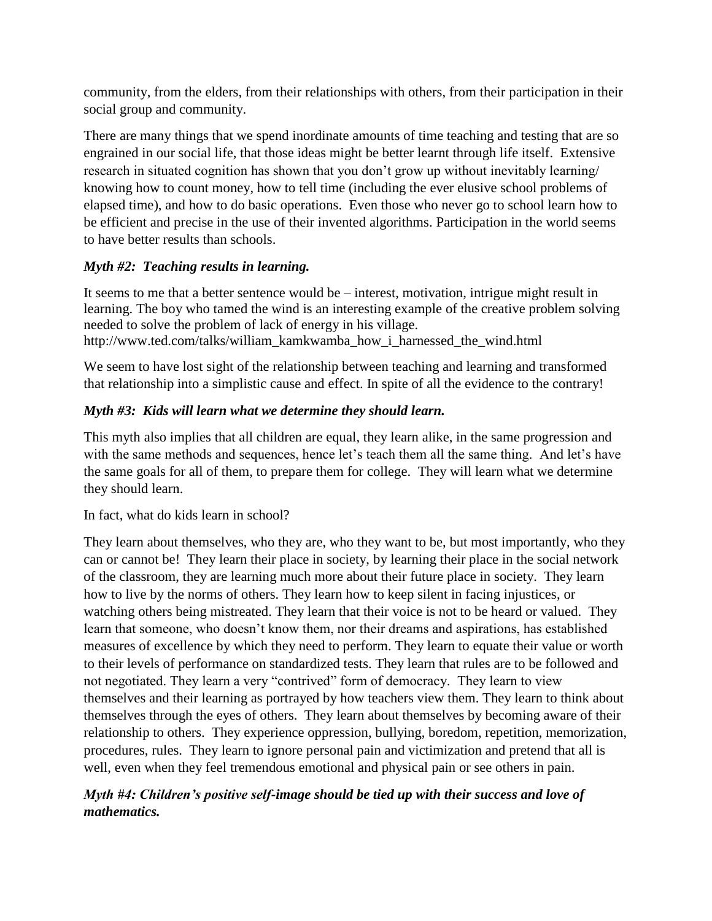community, from the elders, from their relationships with others, from their participation in their social group and community.

There are many things that we spend inordinate amounts of time teaching and testing that are so engrained in our social life, that those ideas might be better learnt through life itself. Extensive research in situated cognition has shown that you don't grow up without inevitably learning/ knowing how to count money, how to tell time (including the ever elusive school problems of elapsed time), and how to do basic operations. Even those who never go to school learn how to be efficient and precise in the use of their invented algorithms. Participation in the world seems to have better results than schools.

***Myth #2: Teaching results in learning.***

It seems to me that a better sentence would be – interest, motivation, intrigue might result in learning. The boy who tamed the wind is an interesting example of the creative problem solving needed to solve the problem of lack of energy in his village.
http://www.ted.com/talks/william_kamkwamba_how_i_harnessed_the_wind.html

We seem to have lost sight of the relationship between teaching and learning and transformed that relationship into a simplistic cause and effect. In spite of all the evidence to the contrary!

***Myth #3: Kids will learn what we determine they should learn.***

This myth also implies that all children are equal, they learn alike, in the same progression and with the same methods and sequences, hence let's teach them all the same thing. And let's have the same goals for all of them, to prepare them for college. They will learn what we determine they should learn.

In fact, what do kids learn in school?

They learn about themselves, who they are, who they want to be, but most importantly, who they can or cannot be! They learn their place in society, by learning their place in the social network of the classroom, they are learning much more about their future place in society. They learn how to live by the norms of others. They learn how to keep silent in facing injustices, or watching others being mistreated. They learn that their voice is not to be heard or valued. They learn that someone, who doesn't know them, nor their dreams and aspirations, has established measures of excellence by which they need to perform. They learn to equate their value or worth to their levels of performance on standardized tests. They learn that rules are to be followed and not negotiated. They learn a very "contrived" form of democracy. They learn to view themselves and their learning as portrayed by how teachers view them. They learn to think about themselves through the eyes of others. They learn about themselves by becoming aware of their relationship to others. They experience oppression, bullying, boredom, repetition, memorization, procedures, rules. They learn to ignore personal pain and victimization and pretend that all is well, even when they feel tremendous emotional and physical pain or see others in pain.

***Myth #4: Children's positive self-image should be tied up with their success and love of mathematics.***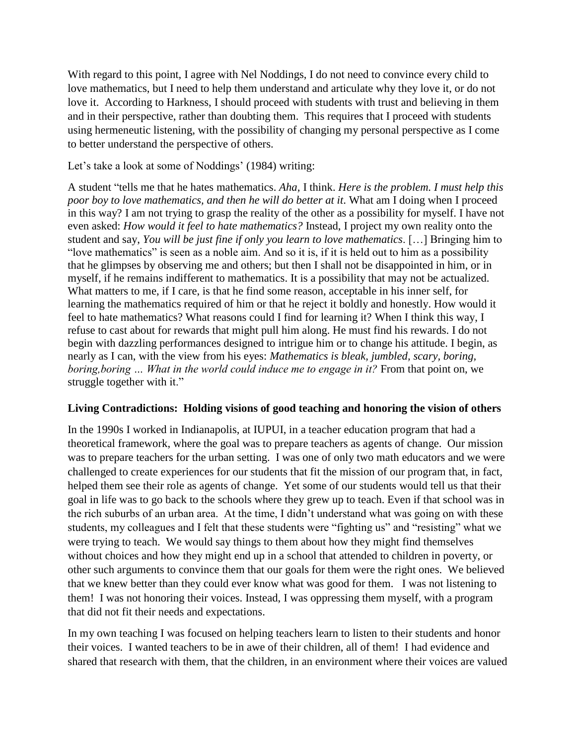With regard to this point, I agree with Nel Noddings, I do not need to convince every child to love mathematics, but I need to help them understand and articulate why they love it, or do not love it. According to Harkness, I should proceed with students with trust and believing in them and in their perspective, rather than doubting them. This requires that I proceed with students using hermeneutic listening, with the possibility of changing my personal perspective as I come to better understand the perspective of others.

Let's take a look at some of Noddings' (1984) writing:

A student "tells me that he hates mathematics. *Aha,* I think. *Here is the problem. I must help this poor boy to love mathematics, and then he will do better at it*. What am I doing when I proceed in this way? I am not trying to grasp the reality of the other as a possibility for myself. I have not even asked: *How would it feel to hate mathematics?* Instead, I project my own reality onto the student and say, *You will be just fine if only you learn to love mathematics*. […] Bringing him to "love mathematics" is seen as a noble aim. And so it is, if it is held out to him as a possibility that he glimpses by observing me and others; but then I shall not be disappointed in him, or in myself, if he remains indifferent to mathematics. It is a possibility that may not be actualized. What matters to me, if I care, is that he find some reason, acceptable in his inner self, for learning the mathematics required of him or that he reject it boldly and honestly. How would it feel to hate mathematics? What reasons could I find for learning it? When I think this way, I refuse to cast about for rewards that might pull him along. He must find his rewards. I do not begin with dazzling performances designed to intrigue him or to change his attitude. I begin, as nearly as I can, with the view from his eyes: *Mathematics is bleak, jumbled, scary, boring, boring,boring … What in the world could induce me to engage in it?* From that point on, we struggle together with it."

**Living Contradictions: Holding visions of good teaching and honoring the vision of others**

In the 1990s I worked in Indianapolis, at IUPUI, in a teacher education program that had a theoretical framework, where the goal was to prepare teachers as agents of change. Our mission was to prepare teachers for the urban setting. I was one of only two math educators and we were challenged to create experiences for our students that fit the mission of our program that, in fact, helped them see their role as agents of change. Yet some of our students would tell us that their goal in life was to go back to the schools where they grew up to teach. Even if that school was in the rich suburbs of an urban area. At the time, I didn't understand what was going on with these students, my colleagues and I felt that these students were "fighting us" and "resisting" what we were trying to teach. We would say things to them about how they might find themselves without choices and how they might end up in a school that attended to children in poverty, or other such arguments to convince them that our goals for them were the right ones. We believed that we knew better than they could ever know what was good for them. I was not listening to them! I was not honoring their voices. Instead, I was oppressing them myself, with a program that did not fit their needs and expectations.

In my own teaching I was focused on helping teachers learn to listen to their students and honor their voices. I wanted teachers to be in awe of their children, all of them! I had evidence and shared that research with them, that the children, in an environment where their voices are valued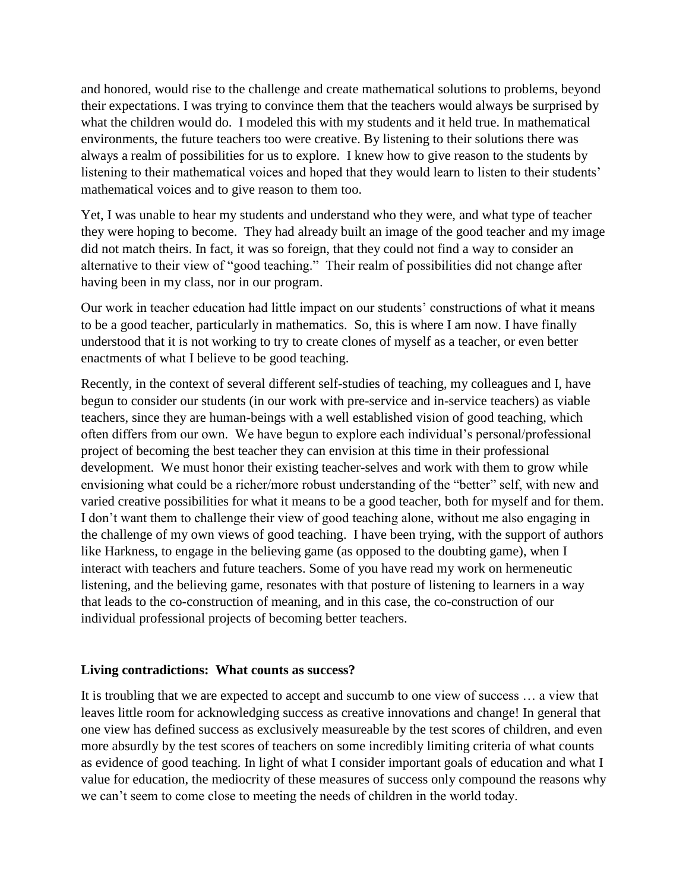and honored, would rise to the challenge and create mathematical solutions to problems, beyond their expectations. I was trying to convince them that the teachers would always be surprised by what the children would do. I modeled this with my students and it held true. In mathematical environments, the future teachers too were creative. By listening to their solutions there was always a realm of possibilities for us to explore. I knew how to give reason to the students by listening to their mathematical voices and hoped that they would learn to listen to their students' mathematical voices and to give reason to them too.

Yet, I was unable to hear my students and understand who they were, and what type of teacher they were hoping to become. They had already built an image of the good teacher and my image did not match theirs. In fact, it was so foreign, that they could not find a way to consider an alternative to their view of "good teaching." Their realm of possibilities did not change after having been in my class, nor in our program.

Our work in teacher education had little impact on our students' constructions of what it means to be a good teacher, particularly in mathematics. So, this is where I am now. I have finally understood that it is not working to try to create clones of myself as a teacher, or even better enactments of what I believe to be good teaching.

Recently, in the context of several different self-studies of teaching, my colleagues and I, have begun to consider our students (in our work with pre-service and in-service teachers) as viable teachers, since they are human-beings with a well established vision of good teaching, which often differs from our own. We have begun to explore each individual's personal/professional project of becoming the best teacher they can envision at this time in their professional development. We must honor their existing teacher-selves and work with them to grow while envisioning what could be a richer/more robust understanding of the "better" self, with new and varied creative possibilities for what it means to be a good teacher, both for myself and for them. I don't want them to challenge their view of good teaching alone, without me also engaging in the challenge of my own views of good teaching. I have been trying, with the support of authors like Harkness, to engage in the believing game (as opposed to the doubting game), when I interact with teachers and future teachers. Some of you have read my work on hermeneutic listening, and the believing game, resonates with that posture of listening to learners in a way that leads to the co-construction of meaning, and in this case, the co-construction of our individual professional projects of becoming better teachers.

### Living contradictions: What counts as success?

It is troubling that we are expected to accept and succumb to one view of success … a view that leaves little room for acknowledging success as creative innovations and change! In general that one view has defined success as exclusively measureable by the test scores of children, and even more absurdly by the test scores of teachers on some incredibly limiting criteria of what counts as evidence of good teaching. In light of what I consider important goals of education and what I value for education, the mediocrity of these measures of success only compound the reasons why we can't seem to come close to meeting the needs of children in the world today.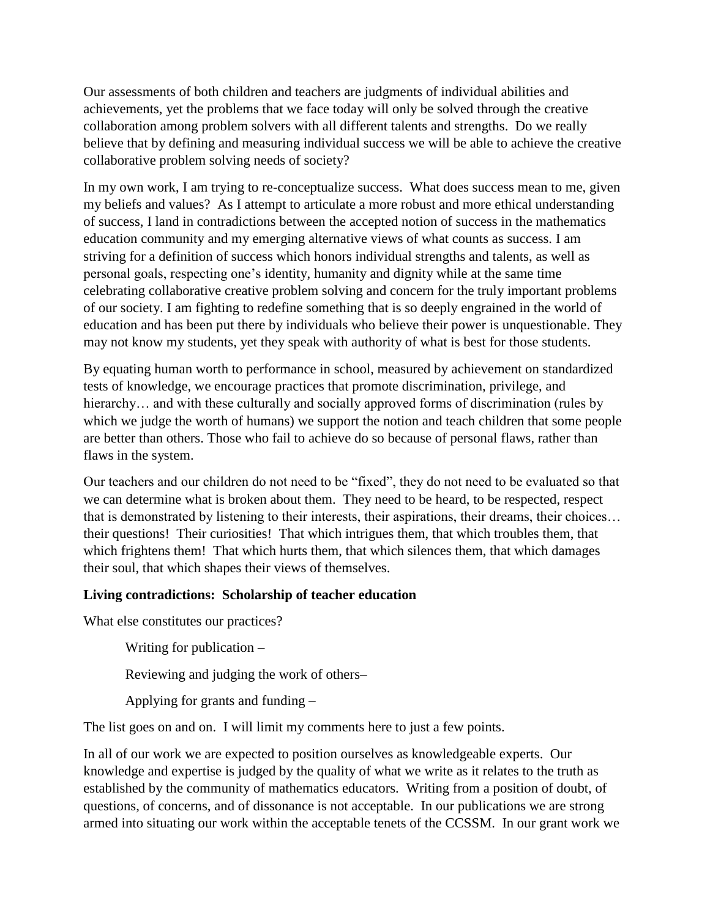Our assessments of both children and teachers are judgments of individual abilities and achievements, yet the problems that we face today will only be solved through the creative collaboration among problem solvers with all different talents and strengths. Do we really believe that by defining and measuring individual success we will be able to achieve the creative collaborative problem solving needs of society?

In my own work, I am trying to re-conceptualize success. What does success mean to me, given my beliefs and values? As I attempt to articulate a more robust and more ethical understanding of success, I land in contradictions between the accepted notion of success in the mathematics education community and my emerging alternative views of what counts as success. I am striving for a definition of success which honors individual strengths and talents, as well as personal goals, respecting one's identity, humanity and dignity while at the same time celebrating collaborative creative problem solving and concern for the truly important problems of our society. I am fighting to redefine something that is so deeply engrained in the world of education and has been put there by individuals who believe their power is unquestionable. They may not know my students, yet they speak with authority of what is best for those students.

By equating human worth to performance in school, measured by achievement on standardized tests of knowledge, we encourage practices that promote discrimination, privilege, and hierarchy… and with these culturally and socially approved forms of discrimination (rules by which we judge the worth of humans) we support the notion and teach children that some people are better than others. Those who fail to achieve do so because of personal flaws, rather than flaws in the system.

Our teachers and our children do not need to be "fixed", they do not need to be evaluated so that we can determine what is broken about them. They need to be heard, to be respected, respect that is demonstrated by listening to their interests, their aspirations, their dreams, their choices… their questions! Their curiosities! That which intrigues them, that which troubles them, that which frightens them! That which hurts them, that which silences them, that which damages their soul, that which shapes their views of themselves.

**Living contradictions: Scholarship of teacher education**

What else constitutes our practices?

> Writing for publication –
>
> Reviewing and judging the work of others–
>
> Applying for grants and funding –

The list goes on and on. I will limit my comments here to just a few points.

In all of our work we are expected to position ourselves as knowledgeable experts. Our knowledge and expertise is judged by the quality of what we write as it relates to the truth as established by the community of mathematics educators. Writing from a position of doubt, of questions, of concerns, and of dissonance is not acceptable. In our publications we are strong armed into situating our work within the acceptable tenets of the CCSSM. In our grant work we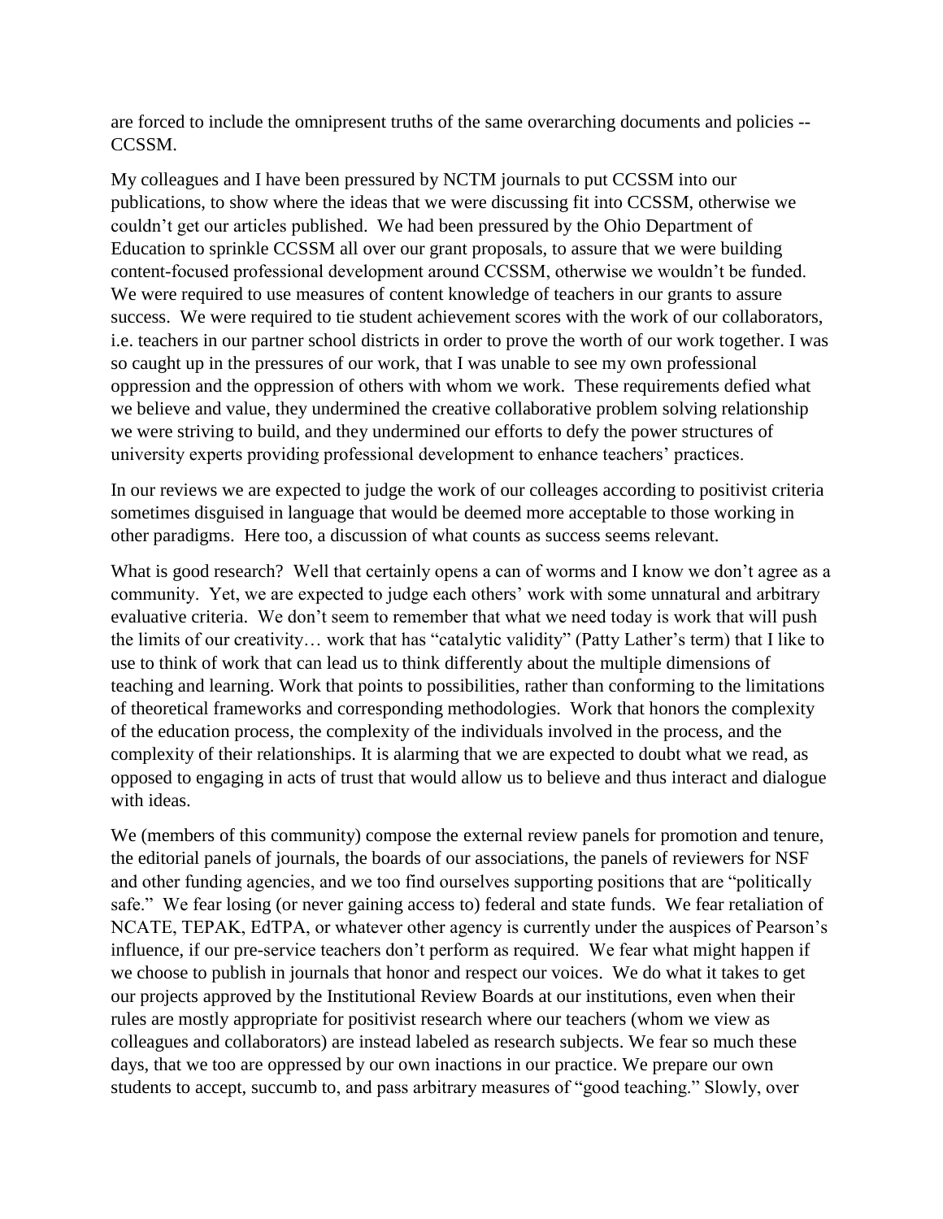are forced to include the omnipresent truths of the same overarching documents and policies -- CCSSM.

My colleagues and I have been pressured by NCTM journals to put CCSSM into our publications, to show where the ideas that we were discussing fit into CCSSM, otherwise we couldn't get our articles published. We had been pressured by the Ohio Department of Education to sprinkle CCSSM all over our grant proposals, to assure that we were building content-focused professional development around CCSSM, otherwise we wouldn't be funded. We were required to use measures of content knowledge of teachers in our grants to assure success. We were required to tie student achievement scores with the work of our collaborators, i.e. teachers in our partner school districts in order to prove the worth of our work together. I was so caught up in the pressures of our work, that I was unable to see my own professional oppression and the oppression of others with whom we work. These requirements defied what we believe and value, they undermined the creative collaborative problem solving relationship we were striving to build, and they undermined our efforts to defy the power structures of university experts providing professional development to enhance teachers' practices.

In our reviews we are expected to judge the work of our colleages according to positivist criteria sometimes disguised in language that would be deemed more acceptable to those working in other paradigms. Here too, a discussion of what counts as success seems relevant.

What is good research? Well that certainly opens a can of worms and I know we don't agree as a community. Yet, we are expected to judge each others' work with some unnatural and arbitrary evaluative criteria. We don't seem to remember that what we need today is work that will push the limits of our creativity… work that has "catalytic validity" (Patty Lather's term) that I like to use to think of work that can lead us to think differently about the multiple dimensions of teaching and learning. Work that points to possibilities, rather than conforming to the limitations of theoretical frameworks and corresponding methodologies. Work that honors the complexity of the education process, the complexity of the individuals involved in the process, and the complexity of their relationships. It is alarming that we are expected to doubt what we read, as opposed to engaging in acts of trust that would allow us to believe and thus interact and dialogue with ideas.

We (members of this community) compose the external review panels for promotion and tenure, the editorial panels of journals, the boards of our associations, the panels of reviewers for NSF and other funding agencies, and we too find ourselves supporting positions that are "politically safe." We fear losing (or never gaining access to) federal and state funds. We fear retaliation of NCATE, TEPAK, EdTPA, or whatever other agency is currently under the auspices of Pearson's influence, if our pre-service teachers don't perform as required. We fear what might happen if we choose to publish in journals that honor and respect our voices. We do what it takes to get our projects approved by the Institutional Review Boards at our institutions, even when their rules are mostly appropriate for positivist research where our teachers (whom we view as colleagues and collaborators) are instead labeled as research subjects. We fear so much these days, that we too are oppressed by our own inactions in our practice. We prepare our own students to accept, succumb to, and pass arbitrary measures of "good teaching." Slowly, over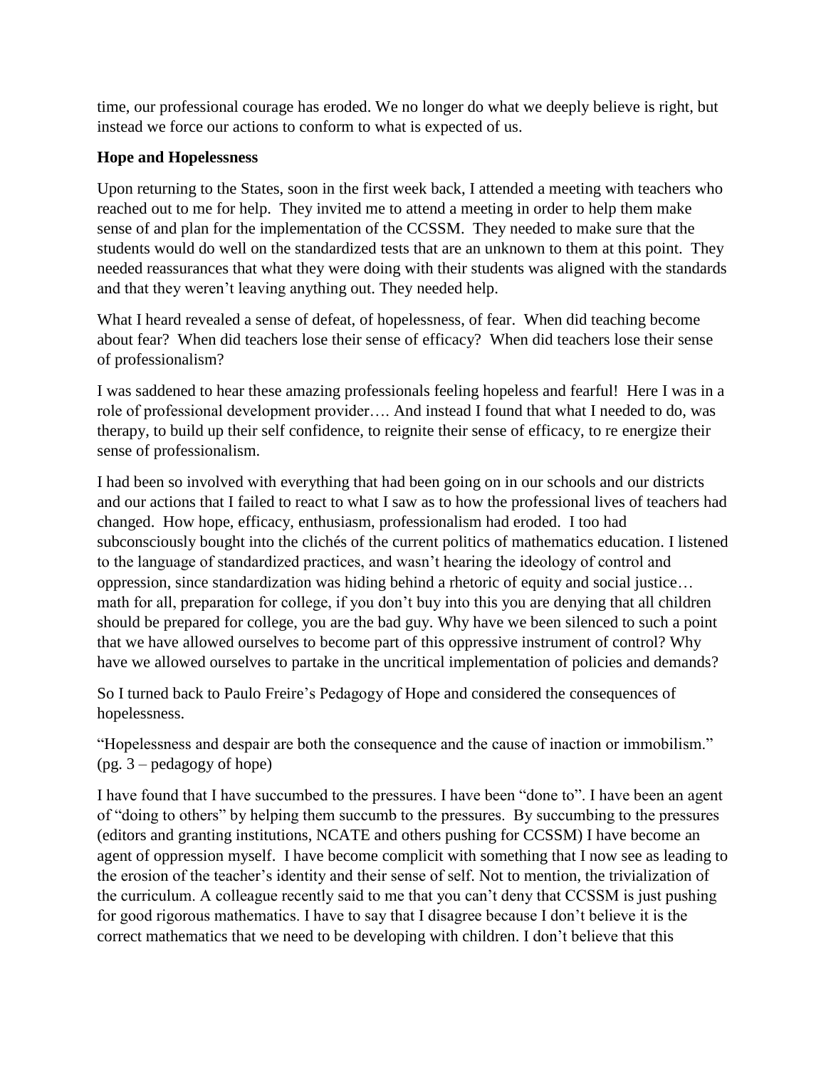time, our professional courage has eroded. We no longer do what we deeply believe is right, but instead we force our actions to conform to what is expected of us.

**Hope and Hopelessness**

Upon returning to the States, soon in the first week back, I attended a meeting with teachers who reached out to me for help. They invited me to attend a meeting in order to help them make sense of and plan for the implementation of the CCSSM. They needed to make sure that the students would do well on the standardized tests that are an unknown to them at this point. They needed reassurances that what they were doing with their students was aligned with the standards and that they weren't leaving anything out. They needed help.

What I heard revealed a sense of defeat, of hopelessness, of fear. When did teaching become about fear? When did teachers lose their sense of efficacy? When did teachers lose their sense of professionalism?

I was saddened to hear these amazing professionals feeling hopeless and fearful! Here I was in a role of professional development provider…. And instead I found that what I needed to do, was therapy, to build up their self confidence, to reignite their sense of efficacy, to re energize their sense of professionalism.

I had been so involved with everything that had been going on in our schools and our districts and our actions that I failed to react to what I saw as to how the professional lives of teachers had changed. How hope, efficacy, enthusiasm, professionalism had eroded. I too had subconsciously bought into the clichés of the current politics of mathematics education. I listened to the language of standardized practices, and wasn't hearing the ideology of control and oppression, since standardization was hiding behind a rhetoric of equity and social justice… math for all, preparation for college, if you don't buy into this you are denying that all children should be prepared for college, you are the bad guy. Why have we been silenced to such a point that we have allowed ourselves to become part of this oppressive instrument of control? Why have we allowed ourselves to partake in the uncritical implementation of policies and demands?

So I turned back to Paulo Freire's Pedagogy of Hope and considered the consequences of hopelessness.

"Hopelessness and despair are both the consequence and the cause of inaction or immobilism." (pg. 3 – pedagogy of hope)

I have found that I have succumbed to the pressures. I have been "done to". I have been an agent of "doing to others" by helping them succumb to the pressures. By succumbing to the pressures (editors and granting institutions, NCATE and others pushing for CCSSM) I have become an agent of oppression myself. I have become complicit with something that I now see as leading to the erosion of the teacher's identity and their sense of self. Not to mention, the trivialization of the curriculum. A colleague recently said to me that you can't deny that CCSSM is just pushing for good rigorous mathematics. I have to say that I disagree because I don't believe it is the correct mathematics that we need to be developing with children. I don't believe that this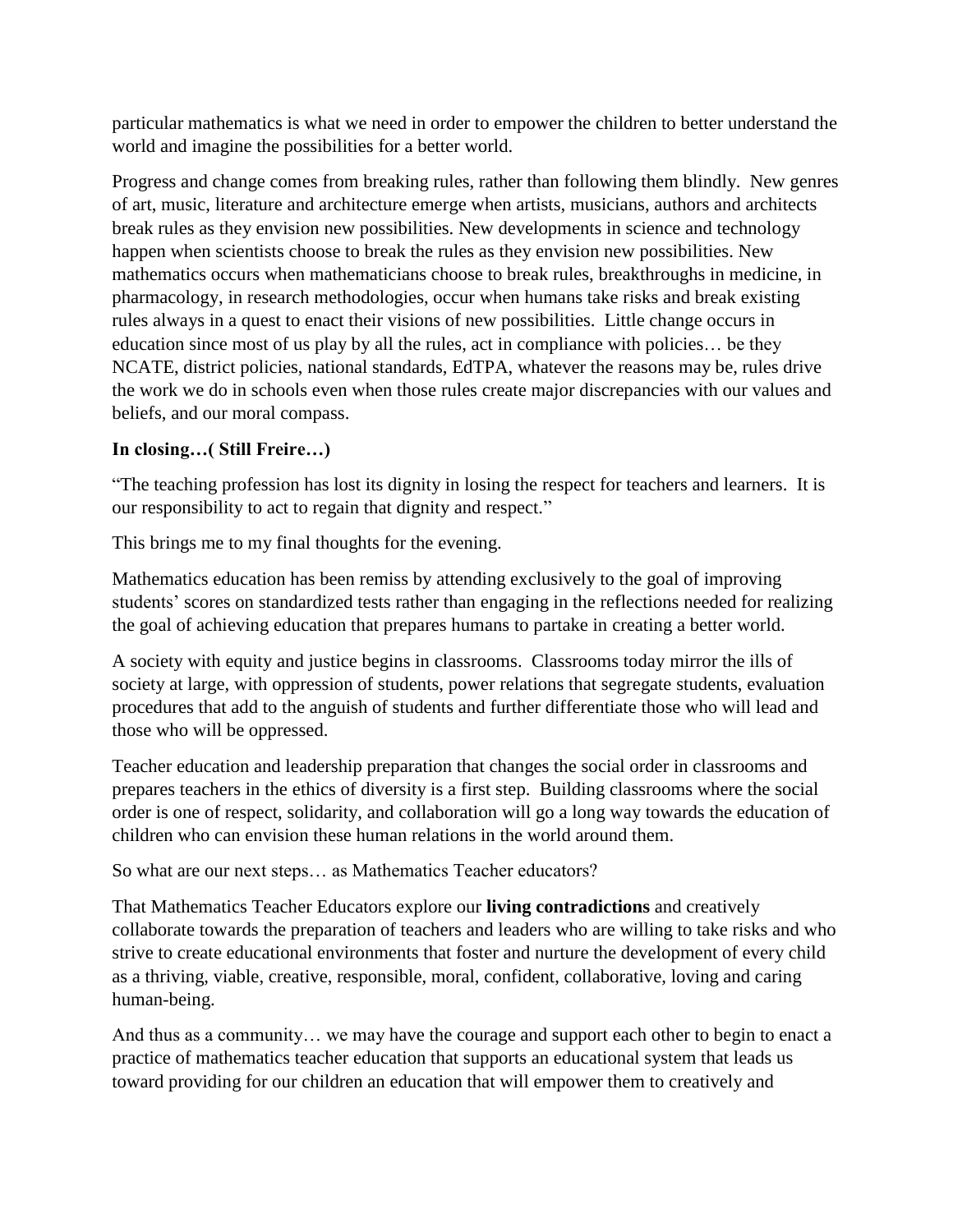particular mathematics is what we need in order to empower the children to better understand the world and imagine the possibilities for a better world.

Progress and change comes from breaking rules, rather than following them blindly. New genres of art, music, literature and architecture emerge when artists, musicians, authors and architects break rules as they envision new possibilities. New developments in science and technology happen when scientists choose to break the rules as they envision new possibilities. New mathematics occurs when mathematicians choose to break rules, breakthroughs in medicine, in pharmacology, in research methodologies, occur when humans take risks and break existing rules always in a quest to enact their visions of new possibilities. Little change occurs in education since most of us play by all the rules, act in compliance with policies… be they NCATE, district policies, national standards, EdTPA, whatever the reasons may be, rules drive the work we do in schools even when those rules create major discrepancies with our values and beliefs, and our moral compass.

**In closing…( Still Freire…)**

"The teaching profession has lost its dignity in losing the respect for teachers and learners. It is our responsibility to act to regain that dignity and respect."

This brings me to my final thoughts for the evening.

Mathematics education has been remiss by attending exclusively to the goal of improving students' scores on standardized tests rather than engaging in the reflections needed for realizing the goal of achieving education that prepares humans to partake in creating a better world.

A society with equity and justice begins in classrooms. Classrooms today mirror the ills of society at large, with oppression of students, power relations that segregate students, evaluation procedures that add to the anguish of students and further differentiate those who will lead and those who will be oppressed.

Teacher education and leadership preparation that changes the social order in classrooms and prepares teachers in the ethics of diversity is a first step. Building classrooms where the social order is one of respect, solidarity, and collaboration will go a long way towards the education of children who can envision these human relations in the world around them.

So what are our next steps… as Mathematics Teacher educators?

That Mathematics Teacher Educators explore our **living contradictions** and creatively collaborate towards the preparation of teachers and leaders who are willing to take risks and who strive to create educational environments that foster and nurture the development of every child as a thriving, viable, creative, responsible, moral, confident, collaborative, loving and caring human-being.

And thus as a community… we may have the courage and support each other to begin to enact a practice of mathematics teacher education that supports an educational system that leads us toward providing for our children an education that will empower them to creatively and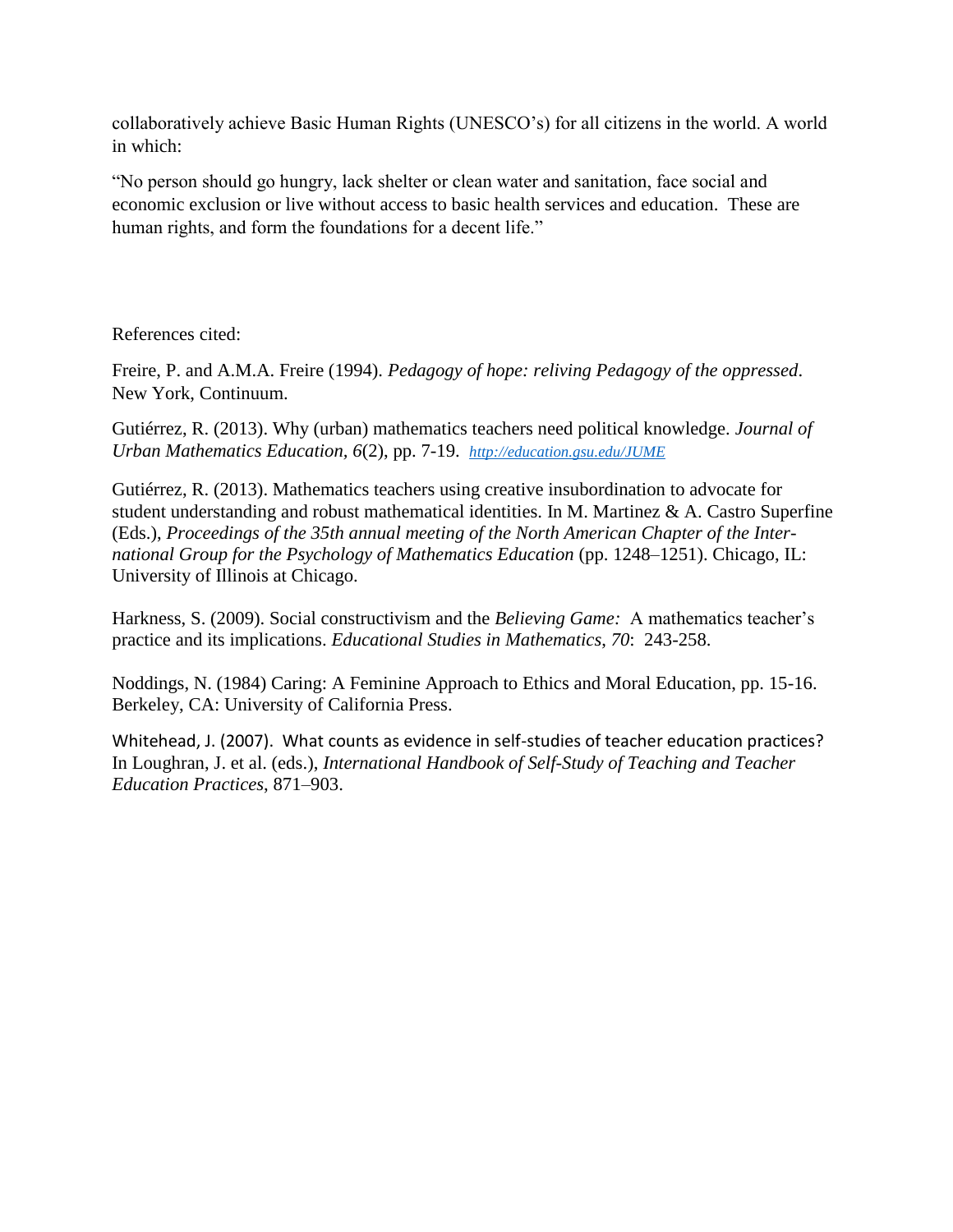collaboratively achieve Basic Human Rights (UNESCO's) for all citizens in the world. A world in which:

"No person should go hungry, lack shelter or clean water and sanitation, face social and economic exclusion or live without access to basic health services and education. These are human rights, and form the foundations for a decent life."

References cited:

Freire, P. and A.M.A. Freire (1994). *Pedagogy of hope: reliving Pedagogy of the oppressed*. New York, Continuum.

Gutiérrez, R. (2013). Why (urban) mathematics teachers need political knowledge. *Journal of Urban Mathematics Education, 6*(2), pp. 7-19. *http://education.gsu.edu/JUME*

Gutiérrez, R. (2013). Mathematics teachers using creative insubordination to advocate for student understanding and robust mathematical identities. In M. Martinez & A. Castro Superfine (Eds.), *Proceedings of the 35th annual meeting of the North American Chapter of the International Group for the Psychology of Mathematics Education* (pp. 1248–1251). Chicago, IL: University of Illinois at Chicago.

Harkness, S. (2009). Social constructivism and the *Believing Game:* A mathematics teacher's practice and its implications. *Educational Studies in Mathematics, 70*: 243-258.

Noddings, N. (1984) Caring: A Feminine Approach to Ethics and Moral Education, pp. 15-16. Berkeley, CA: University of California Press.

Whitehead, J. (2007). What counts as evidence in self-studies of teacher education practices? In Loughran, J. et al. (eds.), *International Handbook of Self-Study of Teaching and Teacher Education Practices*, 871–903.